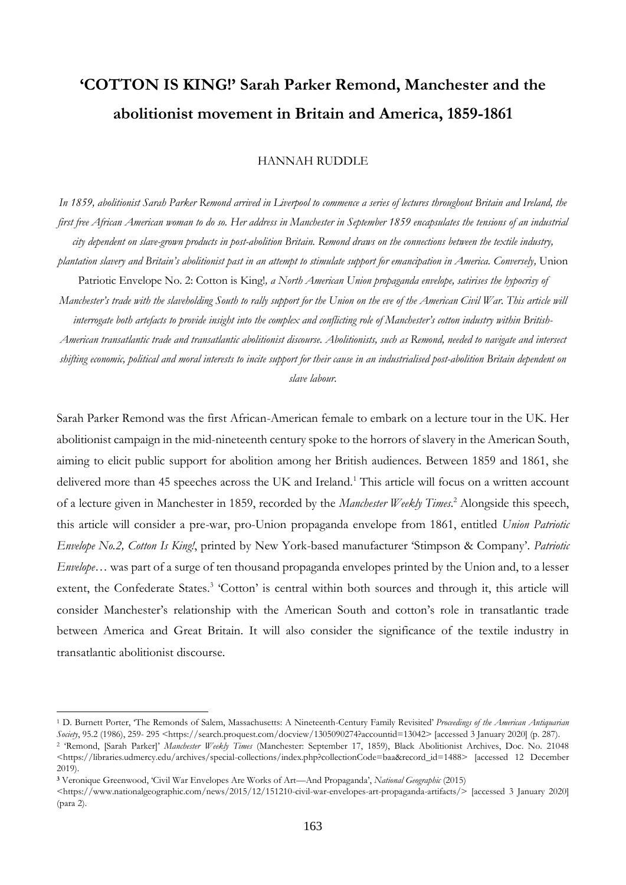# 'COTTON IS KING!' Sarah Parker Remond, Manchester and the abolitionist movement in Britain and America, 1859-1861

HANNAH RUDDLE

*In 1859, abolitionist Sarah Parker Remond arrived in Liverpool to commence a series of lectures throughout Britain and Ireland, the first free African American woman to do so. Her address in Manchester in September 1859 encapsulates the tensions of an industrial city dependent on slave-grown products in post-abolition Britain. Remond draws on the connections between the textile industry, plantation slavery and Britain's abolitionist past in an attempt to stimulate support for emancipation in America. Conversely,* Union Patriotic Envelope No. 2: Cotton is King!*, a North American Union propaganda envelope, satirises the hypocrisy of Manchester's trade with the slaveholding South to rally support for the Union on the eve of the American Civil War. This article will interrogate both artefacts to provide insight into the complex and conflicting role of Manchester's cotton industry within British-American transatlantic trade and transatlantic abolitionist discourse. Abolitionists, such as Remond, needed to navigate and intersect shifting economic, political and moral interests to incite support for their cause in an industrialised post-abolition Britain dependent on slave labour.*

Sarah Parker Remond was the first African-American female to embark on a lecture tour in the UK. Her abolitionist campaign in the mid-nineteenth century spoke to the horrors of slavery in the American South, aiming to elicit public support for abolition among her British audiences. Between 1859 and 1861, she delivered more than 45 speeches across the UK and Ireland.[1] This article will focus on a written account of a lecture given in Manchester in 1859, recorded by the *Manchester Weekly Times*.[2] Alongside this speech, this article will consider a pre-war, pro-Union propaganda envelope from 1861, entitled *Union Patriotic Envelope No.2, Cotton Is King!*, printed by New York-based manufacturer 'Stimpson & Company'. *Patriotic Envelope*… was part of a surge of ten thousand propaganda envelopes printed by the Union and, to a lesser extent, the Confederate States.[3] 'Cotton' is central within both sources and through it, this article will consider Manchester's relationship with the American South and cotton's role in transatlantic trade between America and Great Britain. It will also consider the significance of the textile industry in transatlantic abolitionist discourse.

---

[1] D. Burnett Porter, 'The Remonds of Salem, Massachusetts: A Nineteenth-Century Family Revisited' *Proceedings of the American Antiquarian Society*, 95.2 (1986), 259- 295 <https://search.proquest.com/docview/1305090274?accountid=13042> [accessed 3 January 2020] (p. 287).

[2] 'Remond, [Sarah Parker]' *Manchester Weekly Times* (Manchester: September 17, 1859), Black Abolitionist Archives, Doc. No. 21048 <https://libraries.udmercy.edu/archives/special-collections/index.php?collectionCode=baa&record_id=1488> [accessed 12 December 2019).

[3] Veronique Greenwood, 'Civil War Envelopes Are Works of Art—And Propaganda', *National Geographic* (2015) <https://www.nationalgeographic.com/news/2015/12/151210-civil-war-envelopes-art-propaganda-artifacts/> [accessed 3 January 2020] (para 2).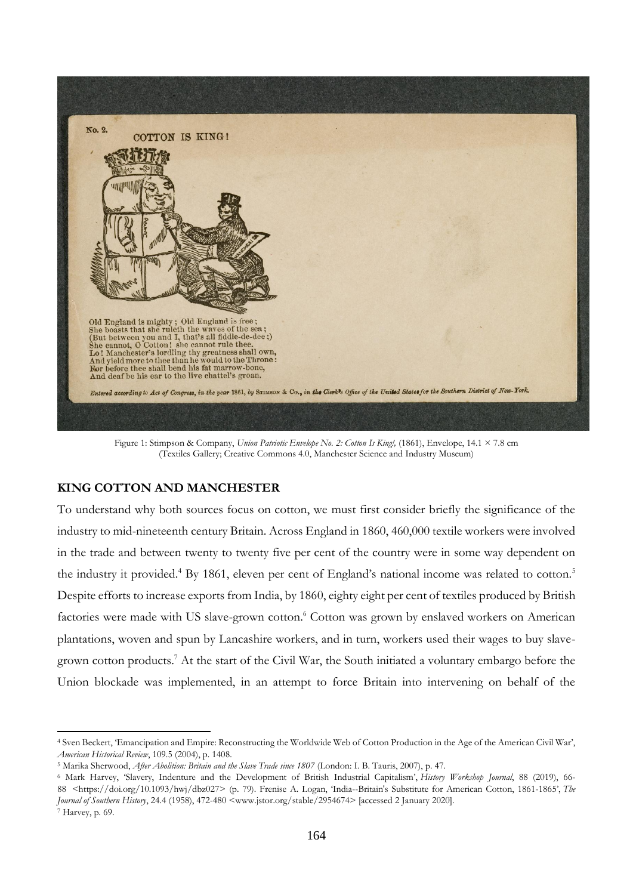Figure 1: Stimpson & Company, *Union Patriotic Envelope No. 2: Cotton Is King!,* (1861), Envelope, 14.1 × 7.8 cm (Textiles Gallery; Creative Commons 4.0, Manchester Science and Industry Museum)

## KING COTTON AND MANCHESTER

To understand why both sources focus on cotton, we must first consider briefly the significance of the industry to mid-nineteenth century Britain. Across England in 1860, 460,000 textile workers were involved in the trade and between twenty to twenty five per cent of the country were in some way dependent on the industry it provided.[4] By 1861, eleven per cent of England's national income was related to cotton.[5] Despite efforts to increase exports from India, by 1860, eighty eight per cent of textiles produced by British factories were made with US slave-grown cotton.[6] Cotton was grown by enslaved workers on American plantations, woven and spun by Lancashire workers, and in turn, workers used their wages to buy slave-grown cotton products.[7] At the start of the Civil War, the South initiated a voluntary embargo before the Union blockade was implemented, in an attempt to force Britain into intervening on behalf of the

---

[4] Sven Beckert, 'Emancipation and Empire: Reconstructing the Worldwide Web of Cotton Production in the Age of the American Civil War', *American Historical Review*, 109.5 (2004), p. 1408.

[5] Marika Sherwood, *After Abolition: Britain and the Slave Trade since 1807* (London: I. B. Tauris, 2007), p. 47.

[6] Mark Harvey, 'Slavery, Indenture and the Development of British Industrial Capitalism', *History Workshop Journal*, 88 (2019), 66-88 <https://doi.org/10.1093/hwj/dbz027> (p. 79). Frenise A. Logan, 'India--Britain's Substitute for American Cotton, 1861-1865', *The Journal of Southern History*, 24.4 (1958), 472-480 <www.jstor.org/stable/2954674> [accessed 2 January 2020].

[7] Harvey, p. 69.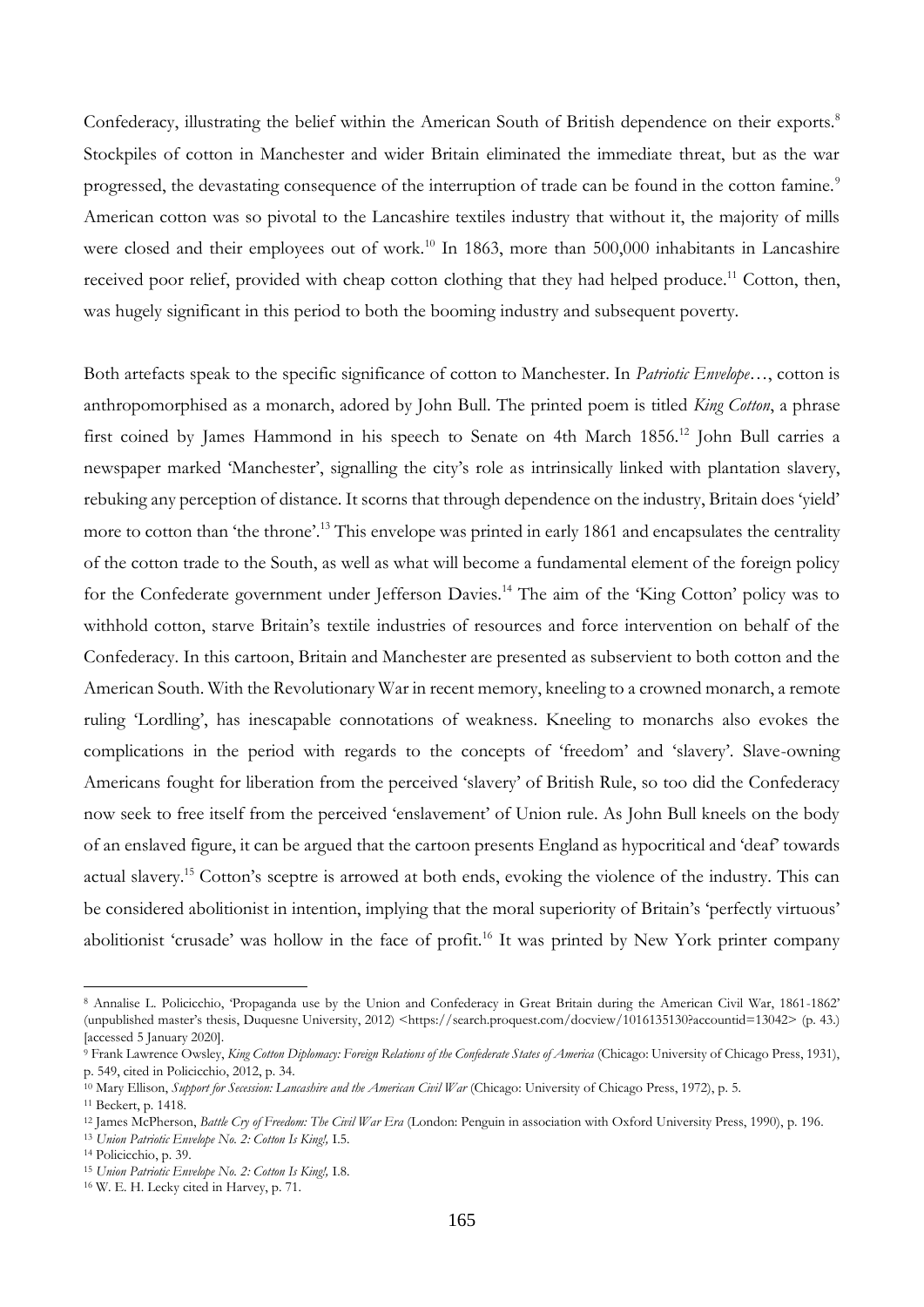Confederacy, illustrating the belief within the American South of British dependence on their exports.[8] Stockpiles of cotton in Manchester and wider Britain eliminated the immediate threat, but as the war progressed, the devastating consequence of the interruption of trade can be found in the cotton famine.[9] American cotton was so pivotal to the Lancashire textiles industry that without it, the majority of mills were closed and their employees out of work.[10] In 1863, more than 500,000 inhabitants in Lancashire received poor relief, provided with cheap cotton clothing that they had helped produce.[11] Cotton, then, was hugely significant in this period to both the booming industry and subsequent poverty.

Both artefacts speak to the specific significance of cotton to Manchester. In *Patriotic Envelope*…, cotton is anthropomorphised as a monarch, adored by John Bull. The printed poem is titled *King Cotton*, a phrase first coined by James Hammond in his speech to Senate on 4th March 1856.[12] John Bull carries a newspaper marked 'Manchester', signalling the city's role as intrinsically linked with plantation slavery, rebuking any perception of distance. It scorns that through dependence on the industry, Britain does 'yield' more to cotton than 'the throne'.[13] This envelope was printed in early 1861 and encapsulates the centrality of the cotton trade to the South, as well as what will become a fundamental element of the foreign policy for the Confederate government under Jefferson Davies.[14] The aim of the 'King Cotton' policy was to withhold cotton, starve Britain's textile industries of resources and force intervention on behalf of the Confederacy. In this cartoon, Britain and Manchester are presented as subservient to both cotton and the American South. With the Revolutionary War in recent memory, kneeling to a crowned monarch, a remote ruling 'Lordling', has inescapable connotations of weakness. Kneeling to monarchs also evokes the complications in the period with regards to the concepts of 'freedom' and 'slavery'. Slave-owning Americans fought for liberation from the perceived 'slavery' of British Rule, so too did the Confederacy now seek to free itself from the perceived 'enslavement' of Union rule. As John Bull kneels on the body of an enslaved figure, it can be argued that the cartoon presents England as hypocritical and 'deaf' towards actual slavery.[15] Cotton's sceptre is arrowed at both ends, evoking the violence of the industry. This can be considered abolitionist in intention, implying that the moral superiority of Britain's 'perfectly virtuous' abolitionist 'crusade' was hollow in the face of profit.[16] It was printed by New York printer company

---

[8] Annalise L. Policicchio, 'Propaganda use by the Union and Confederacy in Great Britain during the American Civil War, 1861-1862' (unpublished master's thesis, Duquesne University, 2012) <https://search.proquest.com/docview/1016135130?accountid=13042> (p. 43.) [accessed 5 January 2020].

[9] Frank Lawrence Owsley, *King Cotton Diplomacy: Foreign Relations of the Confederate States of America* (Chicago: University of Chicago Press, 1931), p. 549, cited in Policicchio, 2012, p. 34.

[10] Mary Ellison, *Support for Secession: Lancashire and the American Civil War* (Chicago: University of Chicago Press, 1972), p. 5.

[11] Beckert, p. 1418.

[12] James McPherson, *Battle Cry of Freedom: The Civil War Era* (London: Penguin in association with Oxford University Press, 1990), p. 196.

[13] *Union Patriotic Envelope No. 2: Cotton Is King!,* I.5.

[14] Policicchio, p. 39.

[15] *Union Patriotic Envelope No. 2: Cotton Is King!,* I.8.

[16] W. E. H. Lecky cited in Harvey, p. 71.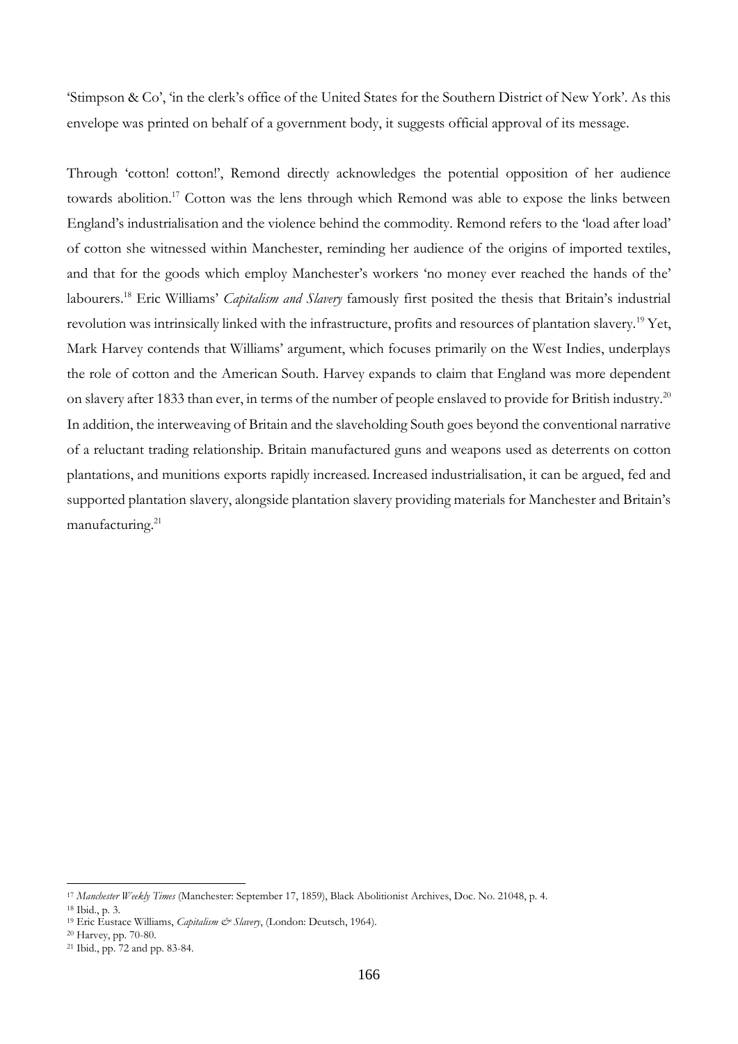'Stimpson & Co', 'in the clerk's office of the United States for the Southern District of New York'. As this envelope was printed on behalf of a government body, it suggests official approval of its message.

Through 'cotton! cotton!', Remond directly acknowledges the potential opposition of her audience towards abolition.[17] Cotton was the lens through which Remond was able to expose the links between England's industrialisation and the violence behind the commodity. Remond refers to the 'load after load' of cotton she witnessed within Manchester, reminding her audience of the origins of imported textiles, and that for the goods which employ Manchester's workers 'no money ever reached the hands of the' labourers.[18] Eric Williams' *Capitalism and Slavery* famously first posited the thesis that Britain's industrial revolution was intrinsically linked with the infrastructure, profits and resources of plantation slavery.[19] Yet, Mark Harvey contends that Williams' argument, which focuses primarily on the West Indies, underplays the role of cotton and the American South. Harvey expands to claim that England was more dependent on slavery after 1833 than ever, in terms of the number of people enslaved to provide for British industry.[20] In addition, the interweaving of Britain and the slaveholding South goes beyond the conventional narrative of a reluctant trading relationship. Britain manufactured guns and weapons used as deterrents on cotton plantations, and munitions exports rapidly increased. Increased industrialisation, it can be argued, fed and supported plantation slavery, alongside plantation slavery providing materials for Manchester and Britain's manufacturing.[21]

---

[17] *Manchester Weekly Times* (Manchester: September 17, 1859), Black Abolitionist Archives, Doc. No. 21048, p. 4.

[18] Ibid., p. 3.

[19] Eric Eustace Williams, *Capitalism & Slavery*, (London: Deutsch, 1964).

[20] Harvey, pp. 70-80.

[21] Ibid., pp. 72 and pp. 83-84.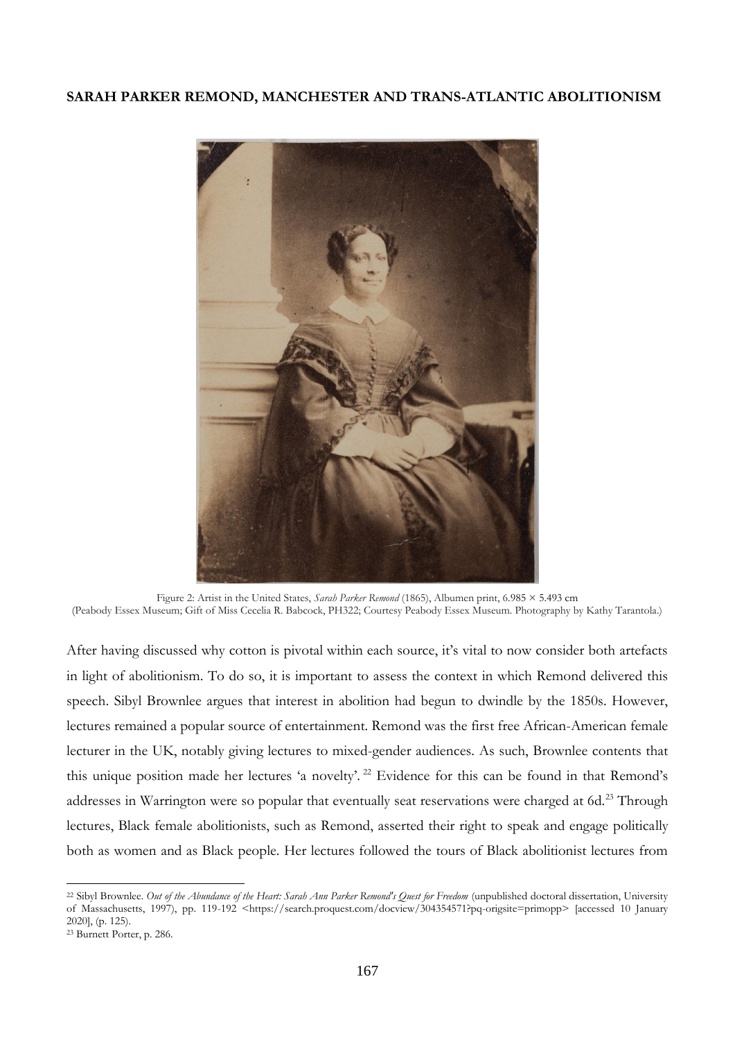Figure 2: Artist in the United States, *Sarah Parker Remond* (1865), Albumen print, 6.985 × 5.493 cm (Peabody Essex Museum; Gift of Miss Cecelia R. Babcock, PH322; Courtesy Peabody Essex Museum. Photography by Kathy Tarantola.)

After having discussed why cotton is pivotal within each source, it's vital to now consider both artefacts in light of abolitionism. To do so, it is important to assess the context in which Remond delivered this speech. Sibyl Brownlee argues that interest in abolition had begun to dwindle by the 1850s. However, lectures remained a popular source of entertainment. Remond was the first free African-American female lecturer in the UK, notably giving lectures to mixed-gender audiences. As such, Brownlee contents that this unique position made her lectures 'a novelty'.[22] Evidence for this can be found in that Remond's addresses in Warrington were so popular that eventually seat reservations were charged at 6d.[23] Through lectures, Black female abolitionists, such as Remond, asserted their right to speak and engage politically both as women and as Black people. Her lectures followed the tours of Black abolitionist lectures from

[22] Sibyl Brownlee. *Out of the Abundance of the Heart: Sarah Ann Parker Remond's Quest for Freedom* (unpublished doctoral dissertation, University of Massachusetts, 1997), pp. 119-192 <https://search.proquest.com/docview/304354571?pq-origsite=primopp> [accessed 10 January 2020], (p. 125).

[23] Burnett Porter, p. 286.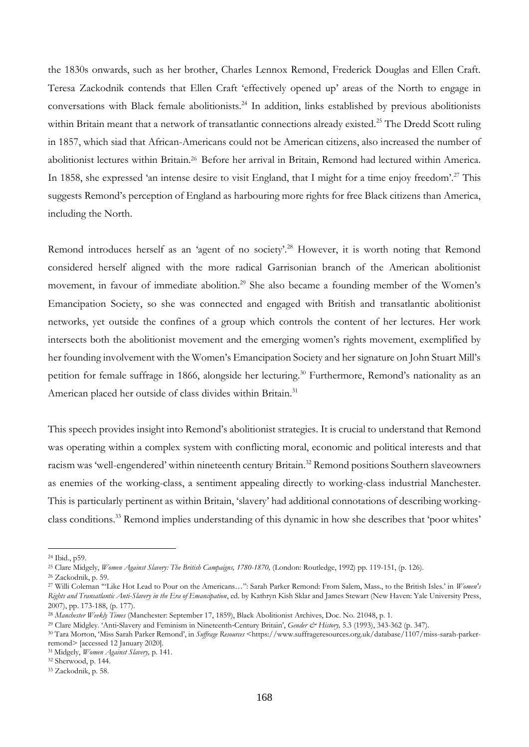the 1830s onwards, such as her brother, Charles Lennox Remond, Frederick Douglas and Ellen Craft. Teresa Zackodnik contends that Ellen Craft 'effectively opened up' areas of the North to engage in conversations with Black female abolitionists.[24] In addition, links established by previous abolitionists within Britain meant that a network of transatlantic connections already existed.[25] The Dredd Scott ruling in 1857, which siad that African-Americans could not be American citizens, also increased the number of abolitionist lectures within Britain.[26] Before her arrival in Britain, Remond had lectured within America. In 1858, she expressed 'an intense desire to visit England, that I might for a time enjoy freedom'.[27] This suggests Remond's perception of England as harbouring more rights for free Black citizens than America, including the North.

Remond introduces herself as an 'agent of no society'.[28] However, it is worth noting that Remond considered herself aligned with the more radical Garrisonian branch of the American abolitionist movement, in favour of immediate abolition.[29] She also became a founding member of the Women's Emancipation Society, so she was connected and engaged with British and transatlantic abolitionist networks, yet outside the confines of a group which controls the content of her lectures. Her work intersects both the abolitionist movement and the emerging women's rights movement, exemplified by her founding involvement with the Women's Emancipation Society and her signature on John Stuart Mill's petition for female suffrage in 1866, alongside her lecturing.[30] Furthermore, Remond's nationality as an American placed her outside of class divides within Britain.[31]

This speech provides insight into Remond's abolitionist strategies. It is crucial to understand that Remond was operating within a complex system with conflicting moral, economic and political interests and that racism was 'well-engendered' within nineteenth century Britain.[32] Remond positions Southern slaveowners as enemies of the working-class, a sentiment appealing directly to working-class industrial Manchester. This is particularly pertinent as within Britain, 'slavery' had additional connotations of describing working-class conditions.[33] Remond implies understanding of this dynamic in how she describes that 'poor whites'

---

[24] Ibid., p59.

[25] Clare Midgely, *Women Against Slavery: The British Campaigns, 1780-1870,* (London: Routledge, 1992) pp. 119-151, (p. 126).

[26] Zackodnik, p. 59.

[27] Willi Coleman "'Like Hot Lead to Pour on the Americans…": Sarah Parker Remond: From Salem, Mass., to the British Isles.' in *Women's Rights and Transatlantic Anti-Slavery in the Era of Emancipation*, ed. by Kathryn Kish Sklar and James Stewart (New Haven: Yale University Press, 2007), pp. 173-188, (p. 177).

[28] *Manchester Weekly Times* (Manchester: September 17, 1859), Black Abolitionist Archives, Doc. No. 21048, p. 1.

[29] Clare Midgley. 'Anti-Slavery and Feminism in Nineteenth-Century Britain', *Gender & History,* 5.3 (1993), 343-362 (p. 347).

[30] Tara Morton, 'Miss Sarah Parker Remond', in *Suffrage Resources* <https://www.suffrageresources.org.uk/database/1107/miss-sarah-parker-remond> [accessed 12 January 2020].

[31] Midgely, *Women Against Slavery,* p. 141.

[32] Sherwood, p. 144.

[33] Zackodnik, p. 58.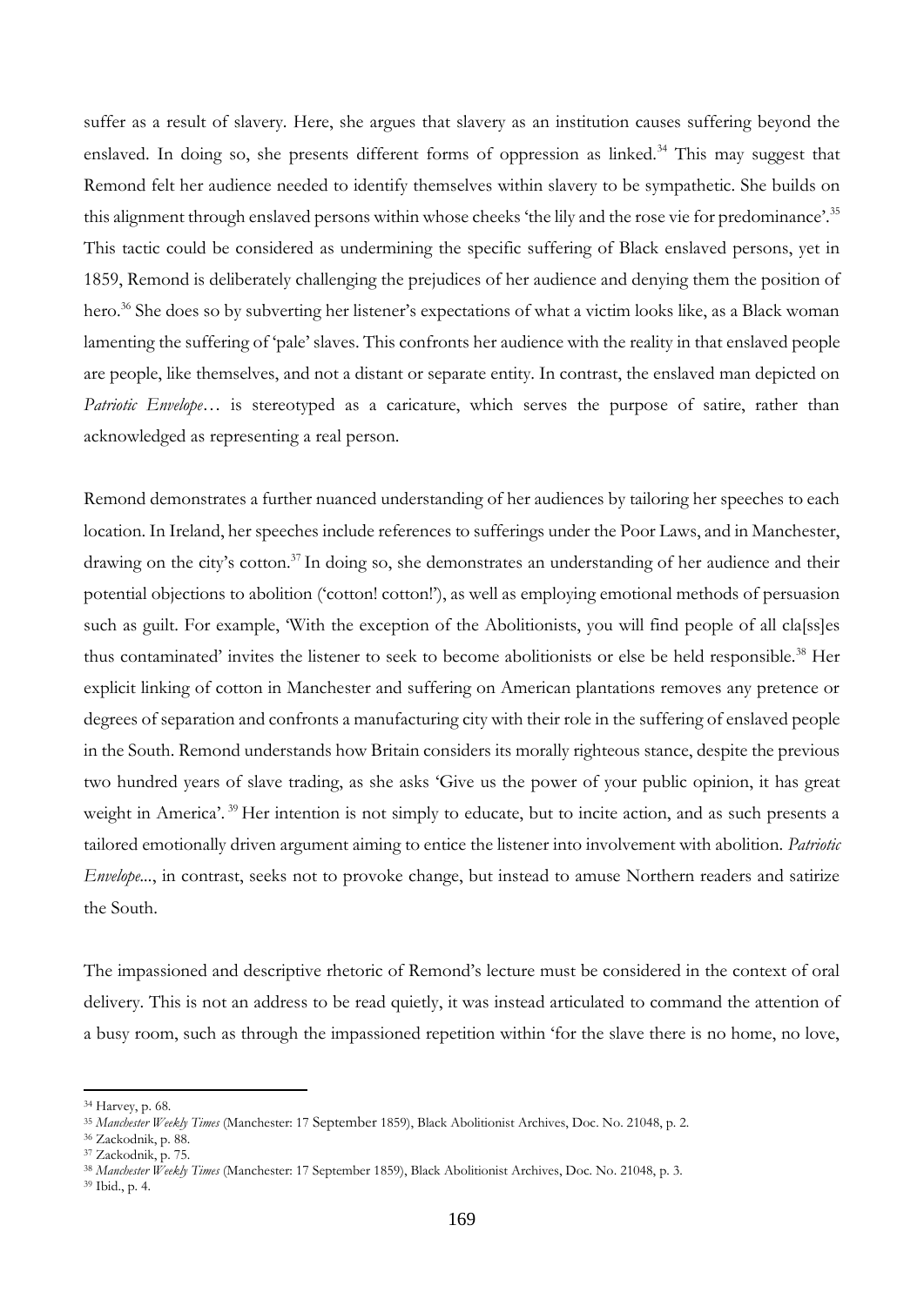suffer as a result of slavery. Here, she argues that slavery as an institution causes suffering beyond the enslaved. In doing so, she presents different forms of oppression as linked.[34] This may suggest that Remond felt her audience needed to identify themselves within slavery to be sympathetic. She builds on this alignment through enslaved persons within whose cheeks 'the lily and the rose vie for predominance'.[35] This tactic could be considered as undermining the specific suffering of Black enslaved persons, yet in 1859, Remond is deliberately challenging the prejudices of her audience and denying them the position of hero.[36] She does so by subverting her listener's expectations of what a victim looks like, as a Black woman lamenting the suffering of 'pale' slaves. This confronts her audience with the reality in that enslaved people are people, like themselves, and not a distant or separate entity. In contrast, the enslaved man depicted on *Patriotic Envelope*… is stereotyped as a caricature, which serves the purpose of satire, rather than acknowledged as representing a real person.

Remond demonstrates a further nuanced understanding of her audiences by tailoring her speeches to each location. In Ireland, her speeches include references to sufferings under the Poor Laws, and in Manchester, drawing on the city's cotton.[37] In doing so, she demonstrates an understanding of her audience and their potential objections to abolition ('cotton! cotton!'), as well as employing emotional methods of persuasion such as guilt. For example, 'With the exception of the Abolitionists, you will find people of all cla[ss]es thus contaminated' invites the listener to seek to become abolitionists or else be held responsible.[38] Her explicit linking of cotton in Manchester and suffering on American plantations removes any pretence or degrees of separation and confronts a manufacturing city with their role in the suffering of enslaved people in the South. Remond understands how Britain considers its morally righteous stance, despite the previous two hundred years of slave trading, as she asks 'Give us the power of your public opinion, it has great weight in America'.[39] Her intention is not simply to educate, but to incite action, and as such presents a tailored emotionally driven argument aiming to entice the listener into involvement with abolition. *Patriotic Envelope*..., in contrast, seeks not to provoke change, but instead to amuse Northern readers and satirize the South.

The impassioned and descriptive rhetoric of Remond's lecture must be considered in the context of oral delivery. This is not an address to be read quietly, it was instead articulated to command the attention of a busy room, such as through the impassioned repetition within 'for the slave there is no home, no love,

---

[34] Harvey, p. 68.

[35] *Manchester Weekly Times* (Manchester: 17 September 1859), Black Abolitionist Archives, Doc. No. 21048, p. 2.

[36] Zackodnik, p. 88.

[37] Zackodnik, p. 75.

[38] *Manchester Weekly Times* (Manchester: 17 September 1859), Black Abolitionist Archives, Doc. No. 21048, p. 3.

[39] Ibid., p. 4.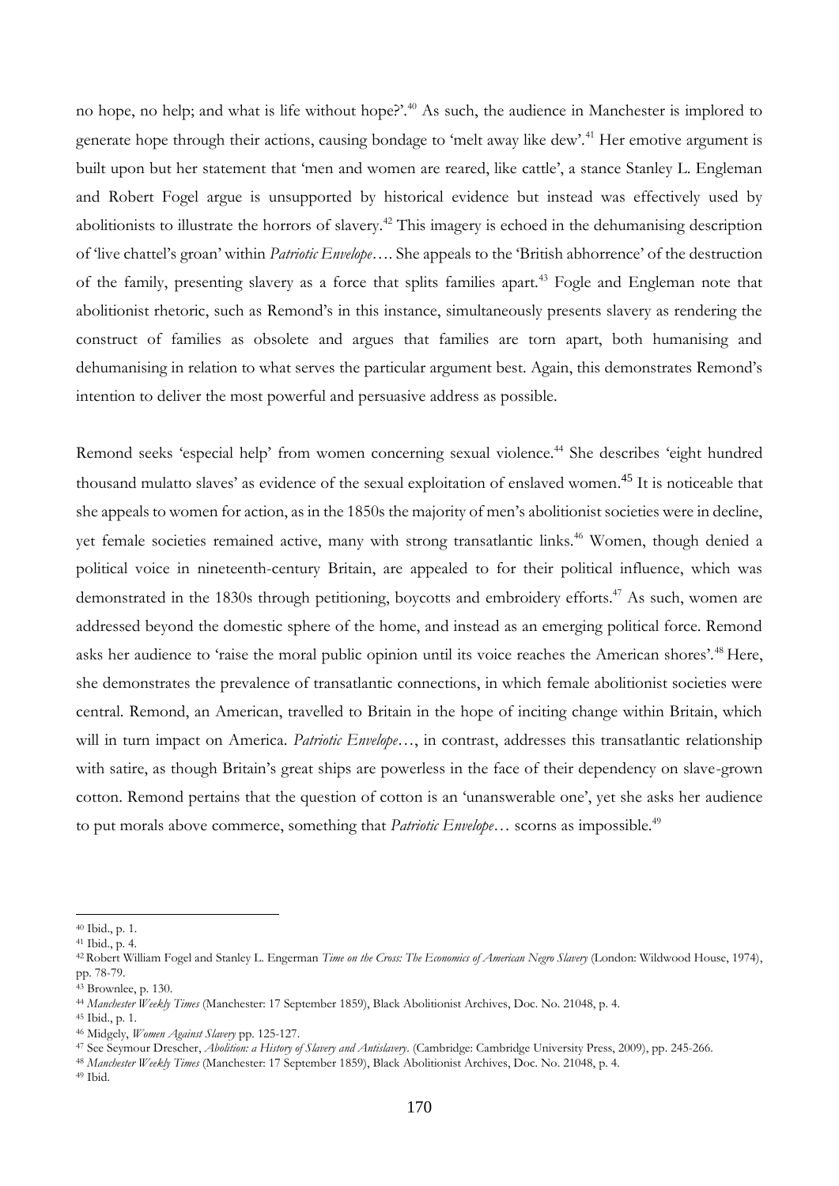no hope, no help; and what is life without hope?'.[40] As such, the audience in Manchester is implored to generate hope through their actions, causing bondage to 'melt away like dew'.[41] Her emotive argument is built upon but her statement that 'men and women are reared, like cattle', a stance Stanley L. Engleman and Robert Fogel argue is unsupported by historical evidence but instead was effectively used by abolitionists to illustrate the horrors of slavery.[42] This imagery is echoed in the dehumanising description of 'live chattel's groan' within *Patriotic Envelope*…. She appeals to the 'British abhorrence' of the destruction of the family, presenting slavery as a force that splits families apart.[43] Fogle and Engleman note that abolitionist rhetoric, such as Remond's in this instance, simultaneously presents slavery as rendering the construct of families as obsolete and argues that families are torn apart, both humanising and dehumanising in relation to what serves the particular argument best. Again, this demonstrates Remond's intention to deliver the most powerful and persuasive address as possible.

Remond seeks 'especial help' from women concerning sexual violence.[44] She describes 'eight hundred thousand mulatto slaves' as evidence of the sexual exploitation of enslaved women.[45] It is noticeable that she appeals to women for action, as in the 1850s the majority of men's abolitionist societies were in decline, yet female societies remained active, many with strong transatlantic links.[46] Women, though denied a political voice in nineteenth-century Britain, are appealed to for their political influence, which was demonstrated in the 1830s through petitioning, boycotts and embroidery efforts.[47] As such, women are addressed beyond the domestic sphere of the home, and instead as an emerging political force. Remond asks her audience to 'raise the moral public opinion until its voice reaches the American shores'.[48] Here, she demonstrates the prevalence of transatlantic connections, in which female abolitionist societies were central. Remond, an American, travelled to Britain in the hope of inciting change within Britain, which will in turn impact on America. *Patriotic Envelope*…, in contrast, addresses this transatlantic relationship with satire, as though Britain's great ships are powerless in the face of their dependency on slave-grown cotton. Remond pertains that the question of cotton is an 'unanswerable one', yet she asks her audience to put morals above commerce, something that *Patriotic Envelope*… scorns as impossible.[49]

---

[40] Ibid., p. 1.

[41] Ibid., p. 4.

[42] Robert William Fogel and Stanley L. Engerman *Time on the Cross: The Economics of American Negro Slavery* (London: Wildwood House, 1974), pp. 78-79.

[43] Brownlee, p. 130.

[44] *Manchester Weekly Times* (Manchester: 17 September 1859), Black Abolitionist Archives, Doc. No. 21048, p. 4.

[45] Ibid., p. 1.

[46] Midgely, *Women Against Slavery* pp. 125-127.

[47] See Seymour Drescher, *Abolition: a History of Slavery and Antislavery*. (Cambridge: Cambridge University Press, 2009), pp. 245-266.

[48] *Manchester Weekly Times* (Manchester: 17 September 1859), Black Abolitionist Archives, Doc. No. 21048, p. 4.

[49] Ibid.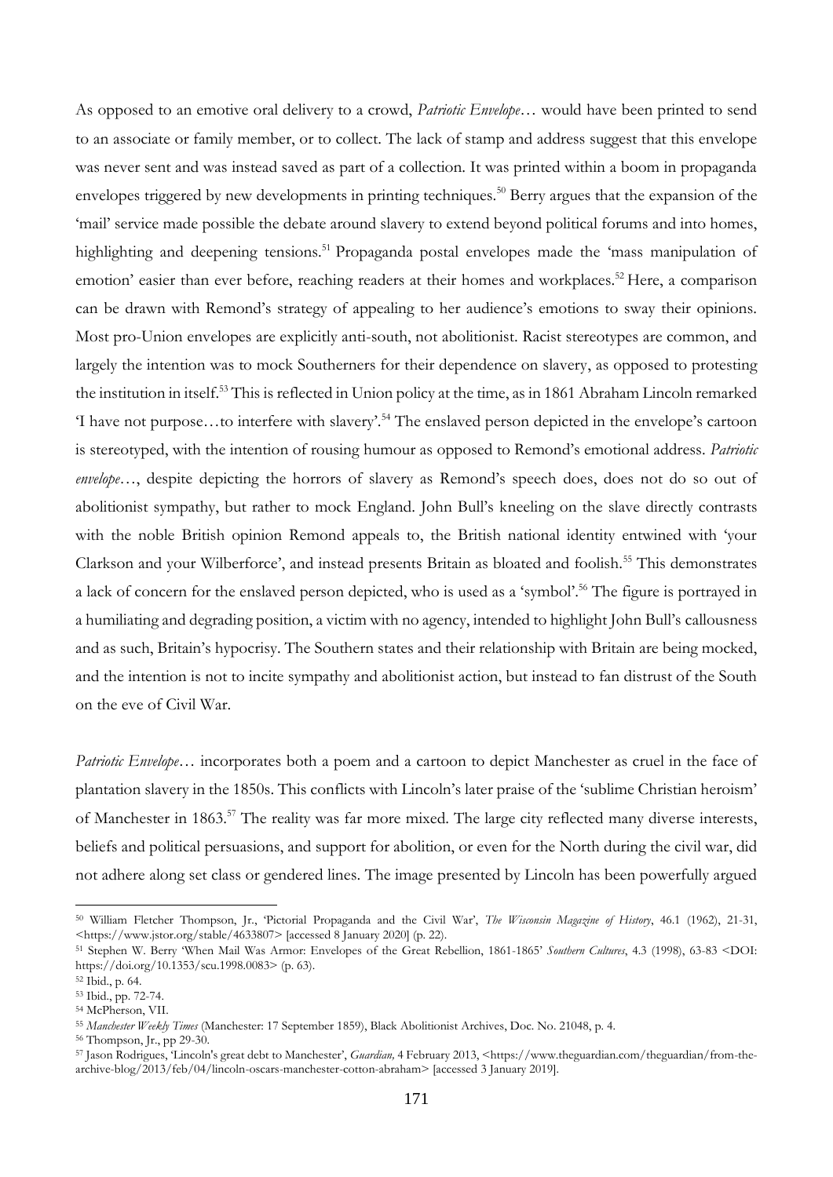As opposed to an emotive oral delivery to a crowd, *Patriotic Envelope…* would have been printed to send to an associate or family member, or to collect. The lack of stamp and address suggest that this envelope was never sent and was instead saved as part of a collection. It was printed within a boom in propaganda envelopes triggered by new developments in printing techniques.[50] Berry argues that the expansion of the 'mail' service made possible the debate around slavery to extend beyond political forums and into homes, highlighting and deepening tensions.[51] Propaganda postal envelopes made the 'mass manipulation of emotion' easier than ever before, reaching readers at their homes and workplaces.[52] Here, a comparison can be drawn with Remond's strategy of appealing to her audience's emotions to sway their opinions. Most pro-Union envelopes are explicitly anti-south, not abolitionist. Racist stereotypes are common, and largely the intention was to mock Southerners for their dependence on slavery, as opposed to protesting the institution in itself.[53] This is reflected in Union policy at the time, as in 1861 Abraham Lincoln remarked 'I have not purpose…to interfere with slavery'.[54] The enslaved person depicted in the envelope's cartoon is stereotyped, with the intention of rousing humour as opposed to Remond's emotional address. *Patriotic envelope…*, despite depicting the horrors of slavery as Remond's speech does, does not do so out of abolitionist sympathy, but rather to mock England. John Bull's kneeling on the slave directly contrasts with the noble British opinion Remond appeals to, the British national identity entwined with 'your Clarkson and your Wilberforce', and instead presents Britain as bloated and foolish.[55] This demonstrates a lack of concern for the enslaved person depicted, who is used as a 'symbol'.[56] The figure is portrayed in a humiliating and degrading position, a victim with no agency, intended to highlight John Bull's callousness and as such, Britain's hypocrisy. The Southern states and their relationship with Britain are being mocked, and the intention is not to incite sympathy and abolitionist action, but instead to fan distrust of the South on the eve of Civil War.

*Patriotic Envelope…* incorporates both a poem and a cartoon to depict Manchester as cruel in the face of plantation slavery in the 1850s. This conflicts with Lincoln's later praise of the 'sublime Christian heroism' of Manchester in 1863.[57] The reality was far more mixed. The large city reflected many diverse interests, beliefs and political persuasions, and support for abolition, or even for the North during the civil war, did not adhere along set class or gendered lines. The image presented by Lincoln has been powerfully argued

---

[50] William Fletcher Thompson, Jr., 'Pictorial Propaganda and the Civil War', *The Wisconsin Magazine of History*, 46.1 (1962), 21-31, <https://www.jstor.org/stable/4633807> [accessed 8 January 2020] (p. 22).

[51] Stephen W. Berry 'When Mail Was Armor: Envelopes of the Great Rebellion, 1861-1865' *Southern Cultures*, 4.3 (1998), 63-83 <DOI: https://doi.org/10.1353/scu.1998.0083> (p. 63).

[52] Ibid., p. 64.

[53] Ibid., pp. 72-74.

[54] McPherson, VII.

[55] *Manchester Weekly Times* (Manchester: 17 September 1859), Black Abolitionist Archives, Doc. No. 21048, p. 4.

[56] Thompson, Jr., pp 29-30.

[57] Jason Rodrigues, 'Lincoln's great debt to Manchester', *Guardian,* 4 February 2013, <https://www.theguardian.com/theguardian/from-the-archive-blog/2013/feb/04/lincoln-oscars-manchester-cotton-abraham> [accessed 3 January 2019].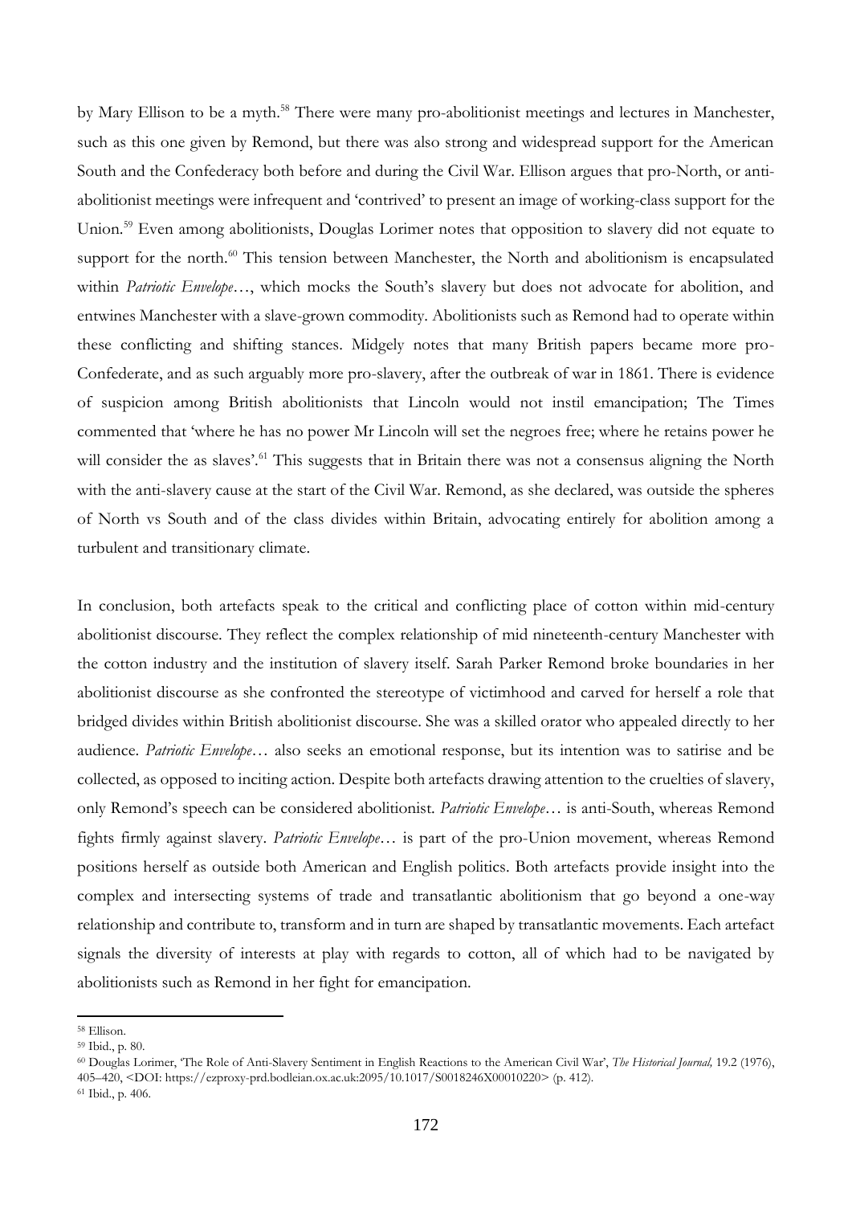by Mary Ellison to be a myth.[58] There were many pro-abolitionist meetings and lectures in Manchester, such as this one given by Remond, but there was also strong and widespread support for the American South and the Confederacy both before and during the Civil War. Ellison argues that pro-North, or anti-abolitionist meetings were infrequent and 'contrived' to present an image of working-class support for the Union.[59] Even among abolitionists, Douglas Lorimer notes that opposition to slavery did not equate to support for the north.[60] This tension between Manchester, the North and abolitionism is encapsulated within *Patriotic Envelope*…, which mocks the South's slavery but does not advocate for abolition, and entwines Manchester with a slave-grown commodity. Abolitionists such as Remond had to operate within these conflicting and shifting stances. Midgely notes that many British papers became more pro-Confederate, and as such arguably more pro-slavery, after the outbreak of war in 1861. There is evidence of suspicion among British abolitionists that Lincoln would not instil emancipation; The Times commented that 'where he has no power Mr Lincoln will set the negroes free; where he retains power he will consider the as slaves'.[61] This suggests that in Britain there was not a consensus aligning the North with the anti-slavery cause at the start of the Civil War. Remond, as she declared, was outside the spheres of North vs South and of the class divides within Britain, advocating entirely for abolition among a turbulent and transitionary climate.

In conclusion, both artefacts speak to the critical and conflicting place of cotton within mid-century abolitionist discourse. They reflect the complex relationship of mid nineteenth-century Manchester with the cotton industry and the institution of slavery itself. Sarah Parker Remond broke boundaries in her abolitionist discourse as she confronted the stereotype of victimhood and carved for herself a role that bridged divides within British abolitionist discourse. She was a skilled orator who appealed directly to her audience. *Patriotic Envelope*… also seeks an emotional response, but its intention was to satirise and be collected, as opposed to inciting action. Despite both artefacts drawing attention to the cruelties of slavery, only Remond's speech can be considered abolitionist. *Patriotic Envelope*… is anti-South, whereas Remond fights firmly against slavery. *Patriotic Envelope*… is part of the pro-Union movement, whereas Remond positions herself as outside both American and English politics. Both artefacts provide insight into the complex and intersecting systems of trade and transatlantic abolitionism that go beyond a one-way relationship and contribute to, transform and in turn are shaped by transatlantic movements. Each artefact signals the diversity of interests at play with regards to cotton, all of which had to be navigated by abolitionists such as Remond in her fight for emancipation.

---

[58] Ellison.

[59] Ibid., p. 80.

[60] Douglas Lorimer, 'The Role of Anti-Slavery Sentiment in English Reactions to the American Civil War', *The Historical Journal,* 19.2 (1976), 405–420, <DOI: https://ezproxy-prd.bodleian.ox.ac.uk:2095/10.1017/S0018246X00010220> (p. 412).

[61] Ibid., p. 406.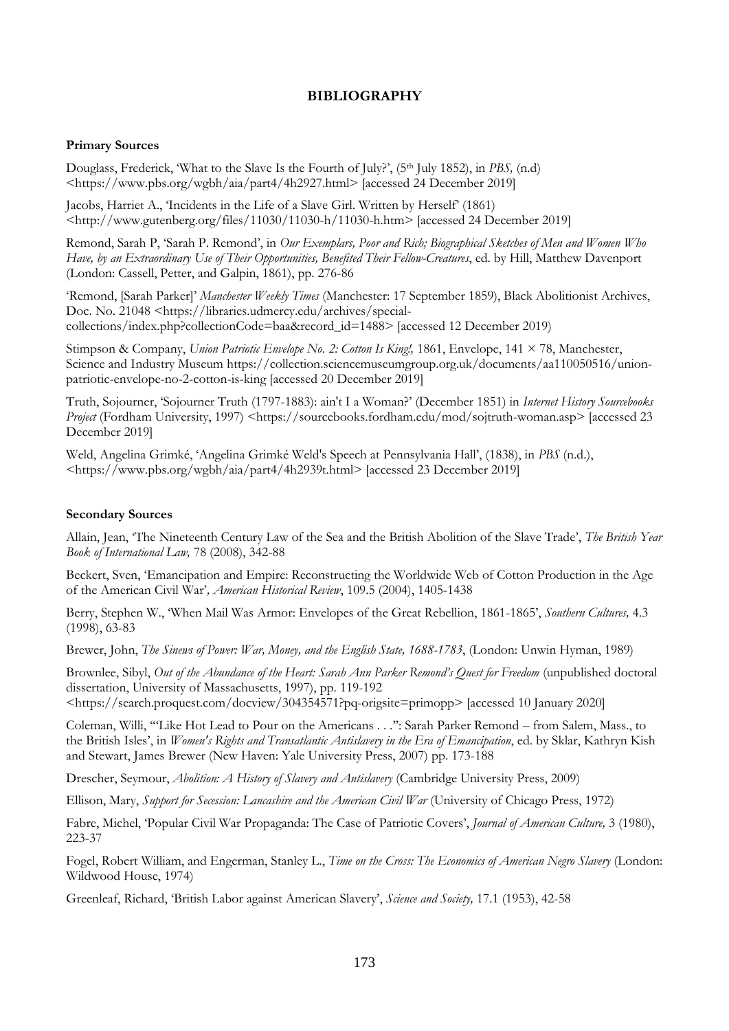# BIBLIOGRAPHY

### Primary Sources

Douglass, Frederick, 'What to the Slave Is the Fourth of July?', (5th July 1852), in *PBS,* (n.d) <https://www.pbs.org/wgbh/aia/part4/4h2927.html> [accessed 24 December 2019]

Jacobs, Harriet A., 'Incidents in the Life of a Slave Girl. Written by Herself' (1861) <http://www.gutenberg.org/files/11030/11030-h/11030-h.htm> [accessed 24 December 2019]

Remond, Sarah P, 'Sarah P. Remond', in *Our Exemplars, Poor and Rich; Biographical Sketches of Men and Women Who Have, by an Extraordinary Use of Their Opportunities, Benefited Their Fellow-Creatures*, ed. by Hill, Matthew Davenport (London: Cassell, Petter, and Galpin, 1861), pp. 276-86

'Remond, [Sarah Parker]' *Manchester Weekly Times* (Manchester: 17 September 1859), Black Abolitionist Archives, Doc. No. 21048 <https://libraries.udmercy.edu/archives/special-collections/index.php?collectionCode=baa&record_id=1488> [accessed 12 December 2019)

Stimpson & Company, *Union Patriotic Envelope No. 2: Cotton Is King!,* 1861, Envelope, 141 × 78, Manchester, Science and Industry Museum https://collection.sciencemuseumgroup.org.uk/documents/aa110050516/union-patriotic-envelope-no-2-cotton-is-king [accessed 20 December 2019]

Truth, Sojourner, 'Sojourner Truth (1797-1883): ain't I a Woman?' (December 1851) in *Internet History Sourcebooks Project* (Fordham University, 1997) <https://sourcebooks.fordham.edu/mod/sojtruth-woman.asp> [accessed 23 December 2019]

Weld, Angelina Grimké, 'Angelina Grimké Weld's Speech at Pennsylvania Hall', (1838), in *PBS* (n.d.), <https://www.pbs.org/wgbh/aia/part4/4h2939t.html> [accessed 23 December 2019]

### Secondary Sources

Allain, Jean, 'The Nineteenth Century Law of the Sea and the British Abolition of the Slave Trade', *The British Year Book of International Law,* 78 (2008), 342-88

Beckert, Sven, 'Emancipation and Empire: Reconstructing the Worldwide Web of Cotton Production in the Age of the American Civil War'*, American Historical Review*, 109.5 (2004), 1405-1438

Berry, Stephen W., 'When Mail Was Armor: Envelopes of the Great Rebellion, 1861-1865', *Southern Cultures,* 4.3 (1998), 63-83

Brewer, John, *The Sinews of Power: War, Money, and the English State, 1688-1783*, (London: Unwin Hyman, 1989)

Brownlee, Sibyl, *Out of the Abundance of the Heart: Sarah Ann Parker Remond's Quest for Freedom* (unpublished doctoral dissertation, University of Massachusetts, 1997), pp. 119-192 <https://search.proquest.com/docview/304354571?pq-origsite=primopp> [accessed 10 January 2020]

Coleman, Willi, '"Like Hot Lead to Pour on the Americans . . .": Sarah Parker Remond – from Salem, Mass., to the British Isles', in *Women's Rights and Transatlantic Antislavery in the Era of Emancipation*, ed. by Sklar, Kathryn Kish and Stewart, James Brewer (New Haven: Yale University Press, 2007) pp. 173-188

Drescher, Seymour, *Abolition: A History of Slavery and Antislavery* (Cambridge University Press, 2009)

Ellison, Mary, *Support for Secession: Lancashire and the American Civil War* (University of Chicago Press, 1972)

Fabre, Michel, 'Popular Civil War Propaganda: The Case of Patriotic Covers', *Journal of American Culture,* 3 (1980), 223-37

Fogel, Robert William, and Engerman, Stanley L., *Time on the Cross: The Economics of American Negro Slavery* (London: Wildwood House, 1974)

Greenleaf, Richard, 'British Labor against American Slavery', *Science and Society,* 17.1 (1953), 42-58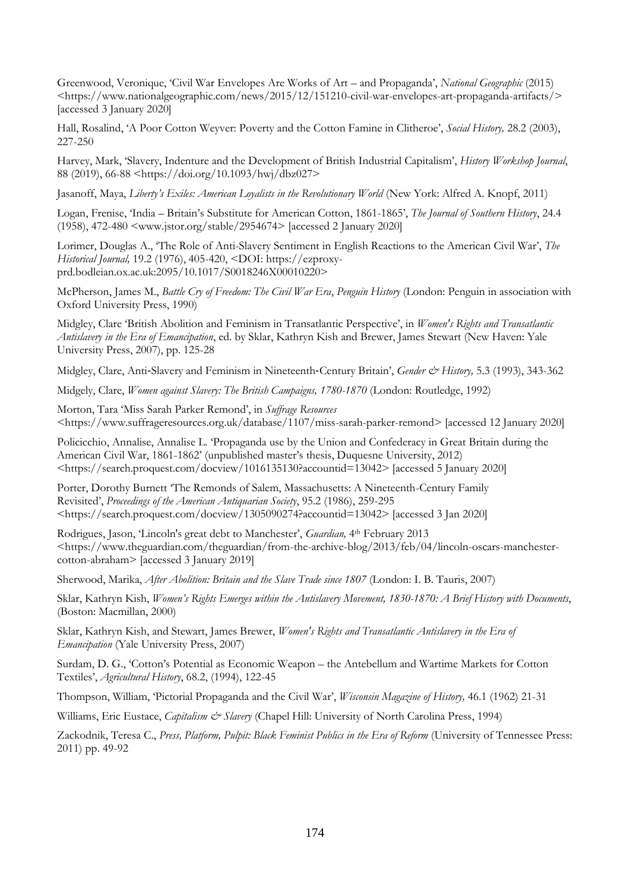Greenwood, Veronique, 'Civil War Envelopes Are Works of Art – and Propaganda', *National Geographic* (2015) <https://www.nationalgeographic.com/news/2015/12/151210-civil-war-envelopes-art-propaganda-artifacts/> [accessed 3 January 2020]

Hall, Rosalind, 'A Poor Cotton Weyver: Poverty and the Cotton Famine in Clitheroe', *Social History,* 28.2 (2003), 227-250

Harvey, Mark, 'Slavery, Indenture and the Development of British Industrial Capitalism', *History Workshop Journal*, 88 (2019), 66-88 <https://doi.org/10.1093/hwj/dbz027>

Jasanoff, Maya, *Liberty's Exiles: American Loyalists in the Revolutionary World* (New York: Alfred A. Knopf, 2011)

Logan, Frenise, 'India – Britain's Substitute for American Cotton, 1861-1865', *The Journal of Southern History*, 24.4 (1958), 472-480 <www.jstor.org/stable/2954674> [accessed 2 January 2020]

Lorimer, Douglas A., 'The Role of Anti-Slavery Sentiment in English Reactions to the American Civil War', *The Historical Journal,* 19.2 (1976), 405-420, <DOI: https://ezproxy-prd.bodleian.ox.ac.uk:2095/10.1017/S0018246X00010220>

McPherson, James M., *Battle Cry of Freedom: The Civil War Era*, *Penguin History* (London: Penguin in association with Oxford University Press, 1990)

Midgley, Clare 'British Abolition and Feminism in Transatlantic Perspective', in *Women's Rights and Transatlantic Antislavery in the Era of Emancipation*, ed. by Sklar, Kathryn Kish and Brewer, James Stewart (New Haven: Yale University Press, 2007), pp. 125-28

Midgley, Clare, Anti-Slavery and Feminism in Nineteenth-Century Britain', *Gender & History,* 5.3 (1993), 343-362

Midgely, Clare, *Women against Slavery: The British Campaigns, 1780-1870* (London: Routledge, 1992)

Morton, Tara 'Miss Sarah Parker Remond', in *Suffrage Resources* <https://www.suffrageresources.org.uk/database/1107/miss-sarah-parker-remond> [accessed 12 January 2020]

Policicchio, Annalise, Annalise L. 'Propaganda use by the Union and Confederacy in Great Britain during the American Civil War, 1861-1862' (unpublished master's thesis, Duquesne University, 2012) <https://search.proquest.com/docview/1016135130?accountid=13042> [accessed 5 January 2020]

Porter, Dorothy Burnett 'The Remonds of Salem, Massachusetts: A Nineteenth-Century Family Revisited', *Proceedings of the American Antiquarian Society*, 95.2 (1986), 259-295 <https://search.proquest.com/docview/1305090274?accountid=13042> [accessed 3 Jan 2020]

Rodrigues, Jason, 'Lincoln's great debt to Manchester', *Guardian,* 4th February 2013 <https://www.theguardian.com/theguardian/from-the-archive-blog/2013/feb/04/lincoln-oscars-manchester-cotton-abraham> [accessed 3 January 2019]

Sherwood, Marika, *After Abolition: Britain and the Slave Trade since 1807* (London: I. B. Tauris, 2007)

Sklar, Kathryn Kish, *Women's Rights Emerges within the Antislavery Movement, 1830-1870: A Brief History with Documents*, (Boston: Macmillan, 2000)

Sklar, Kathryn Kish, and Stewart, James Brewer, *Women's Rights and Transatlantic Antislavery in the Era of Emancipation* (Yale University Press, 2007)

Surdam, D. G., 'Cotton's Potential as Economic Weapon – the Antebellum and Wartime Markets for Cotton Textiles', *Agricultural History*, 68.2, (1994), 122-45

Thompson, William, 'Pictorial Propaganda and the Civil War', *Wisconsin Magazine of History,* 46.1 (1962) 21-31

Williams, Eric Eustace, *Capitalism & Slavery* (Chapel Hill: University of North Carolina Press, 1994)

Zackodnik, Teresa C., *Press, Platform, Pulpit: Black Feminist Publics in the Era of Reform* (University of Tennessee Press: 2011) pp. 49-92